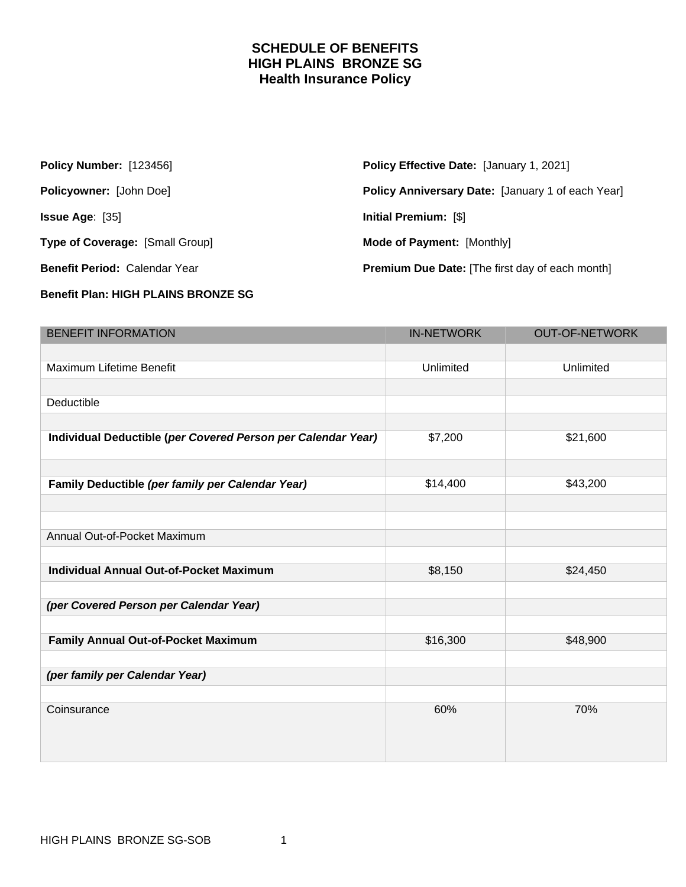# SCHEDULE OF BENEFITS
# HIGH PLAINS BRONZE SG
# Health Insurance Policy

**Policy Number:** [123456]

**Policyowner:** [John Doe]

**Issue Age**: [35]

**Type of Coverage:** [Small Group]

**Benefit Period:** Calendar Year

**Benefit Plan: HIGH PLAINS BRONZE SG**

**Policy Effective Date:** [January 1, 2021]

**Policy Anniversary Date:** [January 1 of each Year]

**Initial Premium:** [$]

**Mode of Payment:** [Monthly]

**Premium Due Date:** [The first day of each month]

| BENEFIT INFORMATION | IN-NETWORK | OUT-OF-NETWORK |
|---|---|---|
| Maximum Lifetime Benefit | Unlimited | Unlimited |
| Deductible | | |
| **Individual Deductible (*per Covered Person per Calendar Year)*** | $7,200 | $21,600 |
| **Family Deductible *(per family per Calendar Year)*** | $14,400 | $43,200 |
| Annual Out-of-Pocket Maximum | | |
| **Individual Annual Out-of-Pocket Maximum** | $8,150 | $24,450 |
| ***(per Covered Person per Calendar Year)*** | | |
| **Family Annual Out-of-Pocket Maximum** | $16,300 | $48,900 |
| ***(per family per Calendar Year)*** | | |
| Coinsurance | 60% | 70% |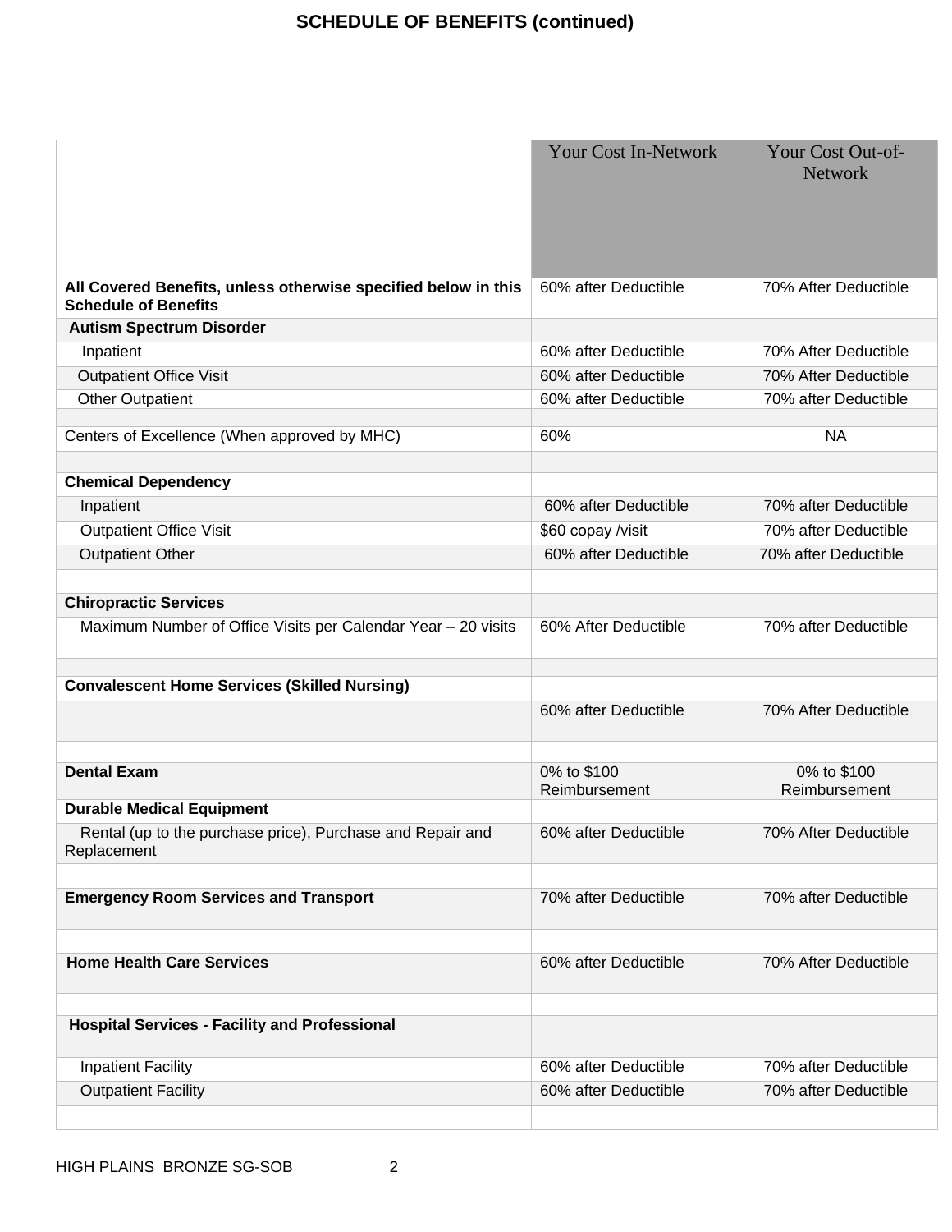## SCHEDULE OF BENEFITS (continued)

| | Your Cost In-Network | Your Cost Out-of-Network |
|---|---|---|
| **All Covered Benefits, unless otherwise specified below in this Schedule of Benefits** | 60% after Deductible | 70% After Deductible |
| **Autism Spectrum Disorder** | | |
| Inpatient | 60% after Deductible | 70% After Deductible |
| Outpatient Office Visit | 60% after Deductible | 70% After Deductible |
| Other Outpatient | 60% after Deductible | 70% after Deductible |
| | | |
| Centers of Excellence (When approved by MHC) | 60% | NA |
| | | |
| **Chemical Dependency** | | |
| Inpatient | 60% after Deductible | 70% after Deductible |
| Outpatient Office Visit | $60 copay /visit | 70% after Deductible |
| Outpatient Other | 60% after Deductible | 70% after Deductible |
| | | |
| **Chiropractic Services** | | |
| Maximum Number of Office Visits per Calendar Year – 20 visits | 60% After Deductible | 70% after Deductible |
| | | |
| **Convalescent Home Services (Skilled Nursing)** | | |
| | 60% after Deductible | 70% After Deductible |
| | | |
| **Dental Exam** | 0% to $100 Reimbursement | 0% to $100 Reimbursement |
| **Durable Medical Equipment** | | |
| Rental (up to the purchase price), Purchase and Repair and Replacement | 60% after Deductible | 70% After Deductible |
| | | |
| **Emergency Room Services and Transport** | 70% after Deductible | 70% after Deductible |
| | | |
| **Home Health Care Services** | 60% after Deductible | 70% After Deductible |
| | | |
| **Hospital Services - Facility and Professional** | | |
| Inpatient Facility | 60% after Deductible | 70% after Deductible |
| Outpatient Facility | 60% after Deductible | 70% after Deductible |
| | | |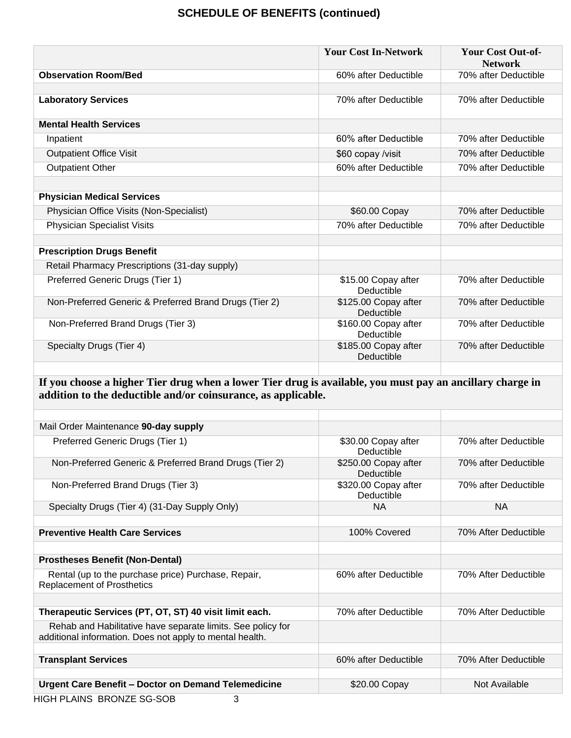## SCHEDULE OF BENEFITS (continued)

| | Your Cost In-Network | Your Cost Out-of-Network |
|---|---|---|
| **Observation Room/Bed** | 60% after Deductible | 70% after Deductible |
| | | |
| **Laboratory Services** | 70% after Deductible | 70% after Deductible |
| **Mental Health Services** | | |
| Inpatient | 60% after Deductible | 70% after Deductible |
| Outpatient Office Visit | $60 copay /visit | 70% after Deductible |
| Outpatient Other | 60% after Deductible | 70% after Deductible |
| | | |
| **Physician Medical Services** | | |
| Physician Office Visits (Non-Specialist) | $60.00 Copay | 70% after Deductible |
| Physician Specialist Visits | 70% after Deductible | 70% after Deductible |
| | | |
| **Prescription Drugs Benefit** | | |
| Retail Pharmacy Prescriptions (31-day supply) | | |
| Preferred Generic Drugs (Tier 1) | $15.00 Copay after Deductible | 70% after Deductible |
| Non-Preferred Generic & Preferred Brand Drugs (Tier 2) | $125.00 Copay after Deductible | 70% after Deductible |
| Non-Preferred Brand Drugs (Tier 3) | $160.00 Copay after Deductible | 70% after Deductible |
| Specialty Drugs (Tier 4) | $185.00 Copay after Deductible | 70% after Deductible |
| | | |
| **If you choose a higher Tier drug when a lower Tier drug is available, you must pay an ancillary charge in addition to the deductible and/or coinsurance, as applicable.** | | |
| | | |
| Mail Order Maintenance **90-day supply** | | |
| Preferred Generic Drugs (Tier 1) | $30.00 Copay after Deductible | 70% after Deductible |
| Non-Preferred Generic & Preferred Brand Drugs (Tier 2) | $250.00 Copay after Deductible | 70% after Deductible |
| Non-Preferred Brand Drugs (Tier 3) | $320.00 Copay after Deductible | 70% after Deductible |
| Specialty Drugs (Tier 4) (31-Day Supply Only) | NA | NA |
| | | |
| **Preventive Health Care Services** | 100% Covered | 70% After Deductible |
| | | |
| **Prostheses Benefit (Non-Dental)** | | |
| Rental (up to the purchase price) Purchase, Repair, Replacement of Prosthetics | 60% after Deductible | 70% After Deductible |
| | | |
| **Therapeutic Services (PT, OT, ST) 40 visit limit each.** | 70% after Deductible | 70% After Deductible |
| Rehab and Habilitative have separate limits. See policy for additional information. Does not apply to mental health. | | |
| | | |
| **Transplant Services** | 60% after Deductible | 70% After Deductible |
| | | |
| **Urgent Care Benefit – Doctor on Demand Telemedicine** | $20.00 Copay | Not Available |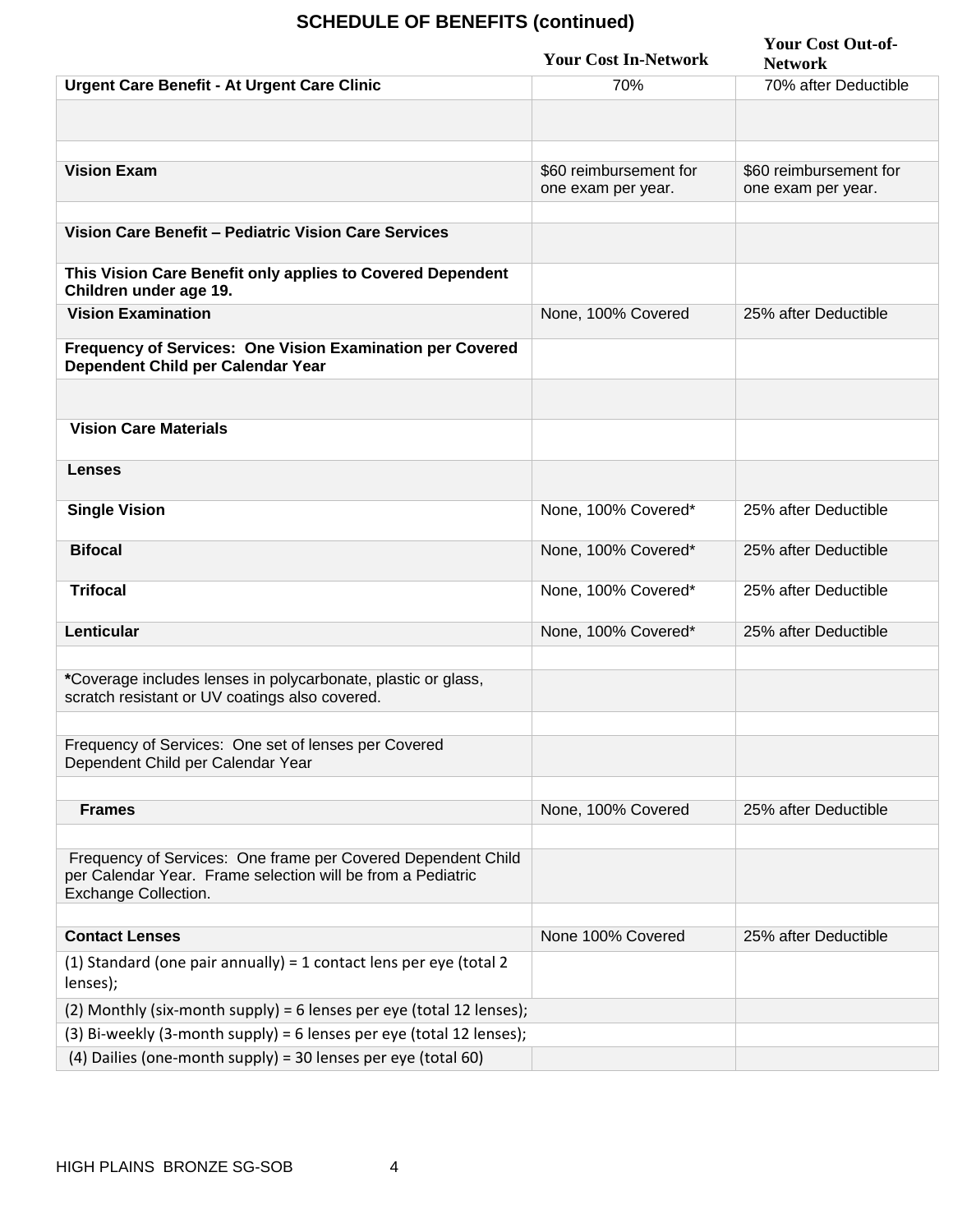## SCHEDULE OF BENEFITS (continued)

| | Your Cost In-Network | Your Cost Out-of-Network |
|---|---|---|
| **Urgent Care Benefit - At Urgent Care Clinic** | 70% | 70% after Deductible |
| | | |
| | | |
| **Vision Exam** | $60 reimbursement for one exam per year. | $60 reimbursement for one exam per year. |
| | | |
| **Vision Care Benefit – Pediatric Vision Care Services** | | |
| **This Vision Care Benefit only applies to Covered Dependent Children under age 19.** | | |
| **Vision Examination** | None, 100% Covered | 25% after Deductible |
| **Frequency of Services: One Vision Examination per Covered Dependent Child per Calendar Year** | | |
| | | |
| **Vision Care Materials** | | |
| **Lenses** | | |
| **Single Vision** | None, 100% Covered* | 25% after Deductible |
| **Bifocal** | None, 100% Covered* | 25% after Deductible |
| **Trifocal** | None, 100% Covered* | 25% after Deductible |
| **Lenticular** | None, 100% Covered* | 25% after Deductible |
| | | |
| ***Coverage includes lenses in polycarbonate, plastic or glass, scratch resistant or UV coatings also covered. | | |
| | | |
| Frequency of Services: One set of lenses per Covered Dependent Child per Calendar Year | | |
| | | |
| **Frames** | None, 100% Covered | 25% after Deductible |
| | | |
| Frequency of Services: One frame per Covered Dependent Child per Calendar Year. Frame selection will be from a Pediatric Exchange Collection. | | |
| | | |
| **Contact Lenses** | None 100% Covered | 25% after Deductible |
| (1) Standard (one pair annually) = 1 contact lens per eye (total 2 lenses); | | |
| (2) Monthly (six-month supply) = 6 lenses per eye (total 12 lenses); | | |
| (3) Bi-weekly (3-month supply) = 6 lenses per eye (total 12 lenses); | | |
| (4) Dailies (one-month supply) = 30 lenses per eye (total 60) | | |